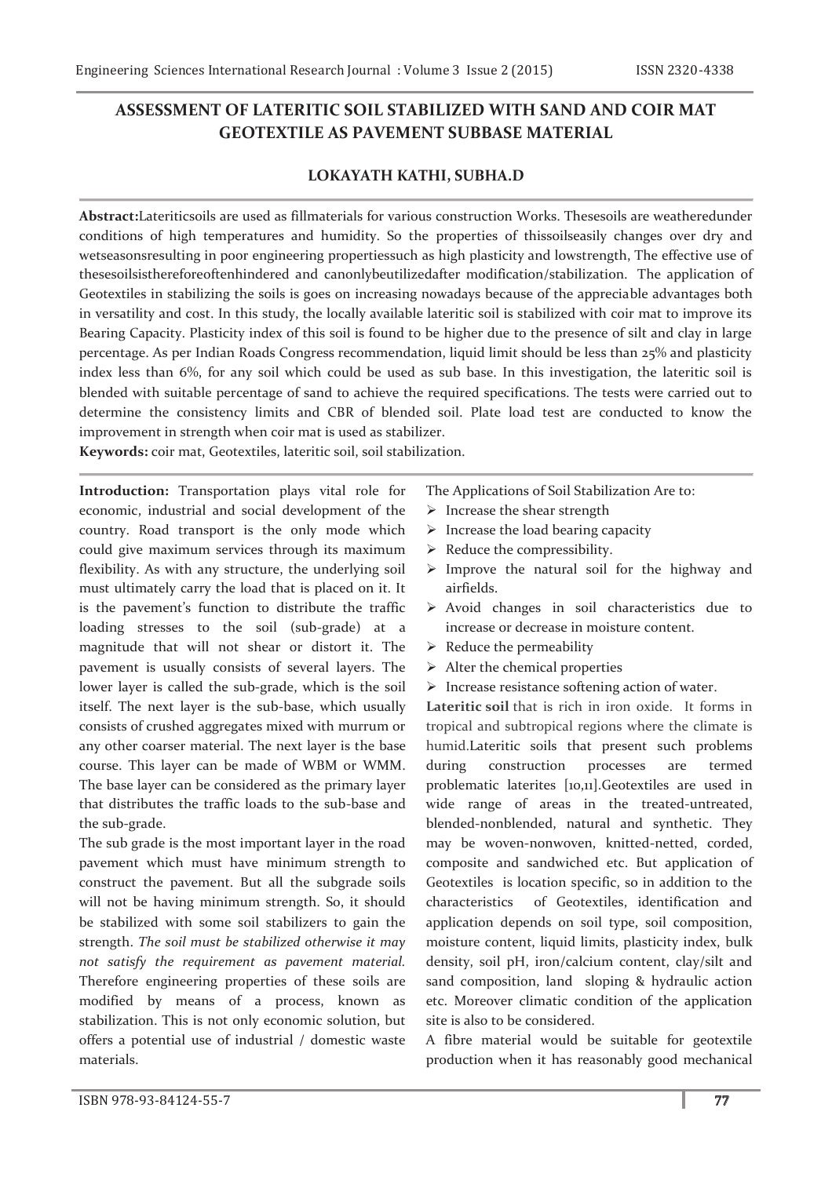# ASSESSMENT OF LATERITIC SOIL STABILIZED WITH SAND AND COIR MAT GEOTEXTILE AS PAVEMENT SUBBASE MATERIAL

**LOKAYATH KATHI, SUBHA.D**

**Abstract:**Latericticsoils are used as fillmaterials for various construction Works. Thesesoils are weatheredunder conditions of high temperatures and humidity. So the properties of thissoilseasily changes over dry and wetseasonsresulting in poor engineering propertiessuch as high plasticity and lowstrength, The effective use of thesesoilsisthereforeoftenhindered and canonlybeutilizedafter modification/stabilization. The application of Geotextiles in stabilizing the soils is goes on increasing nowadays because of the appreciable advantages both in versatility and cost. In this study, the locally available lateritic soil is stabilized with coir mat to improve its Bearing Capacity. Plasticity index of this soil is found to be higher due to the presence of silt and clay in large percentage. As per Indian Roads Congress recommendation, liquid limit should be less than 25% and plasticity index less than 6%, for any soil which could be used as sub base. In this investigation, the lateritic soil is blended with suitable percentage of sand to achieve the required specifications. The tests were carried out to determine the consistency limits and CBR of blended soil. Plate load test are conducted to know the improvement in strength when coir mat is used as stabilizer.

**Keywords:** coir mat, Geotextiles, lateritic soil, soil stabilization.

**Introduction:** Transportation plays vital role for economic, industrial and social development of the country. Road transport is the only mode which could give maximum services through its maximum flexibility. As with any structure, the underlying soil must ultimately carry the load that is placed on it. It is the pavement's function to distribute the traffic loading stresses to the soil (sub-grade) at a magnitude that will not shear or distort it. The pavement is usually consists of several layers. The lower layer is called the sub-grade, which is the soil itself. The next layer is the sub-base, which usually consists of crushed aggregates mixed with murrum or any other coarser material. The next layer is the base course. This layer can be made of WBM or WMM. The base layer can be considered as the primary layer that distributes the traffic loads to the sub-base and the sub-grade.

The sub grade is the most important layer in the road pavement which must have minimum strength to construct the pavement. But all the subgrade soils will not be having minimum strength. So, it should be stabilized with some soil stabilizers to gain the strength. *The soil must be stabilized otherwise it may not satisfy the requirement as pavement material.* Therefore engineering properties of these soils are modified by means of a process, known as stabilization. This is not only economic solution, but offers a potential use of industrial / domestic waste materials.

The Applications of Soil Stabilization Are to:

- Increase the shear strength
- Increase the load bearing capacity
- Reduce the compressibility.
- Improve the natural soil for the highway and airfields.
- Avoid changes in soil characteristics due to increase or decrease in moisture content.
- Reduce the permeability
- Alter the chemical properties
- Increase resistance softening action of water.

**Lateritic soil** that is rich in iron oxide. It forms in tropical and subtropical regions where the climate is humid.Lateritic soils that present such problems during construction processes are termed problematic laterites [10,11].Geotextiles are used in wide range of areas in the treated-untreated, blended-nonblended, natural and synthetic. They may be woven-nonwoven, knitted-netted, corded, composite and sandwiched etc. But application of Geotextiles is location specific, so in addition to the characteristics of Geotextiles, identification and application depends on soil type, soil composition, moisture content, liquid limits, plasticity index, bulk density, soil pH, iron/calcium content, clay/silt and sand composition, land sloping & hydraulic action etc. Moreover climatic condition of the application site is also to be considered.

A fibre material would be suitable for geotextile production when it has reasonably good mechanical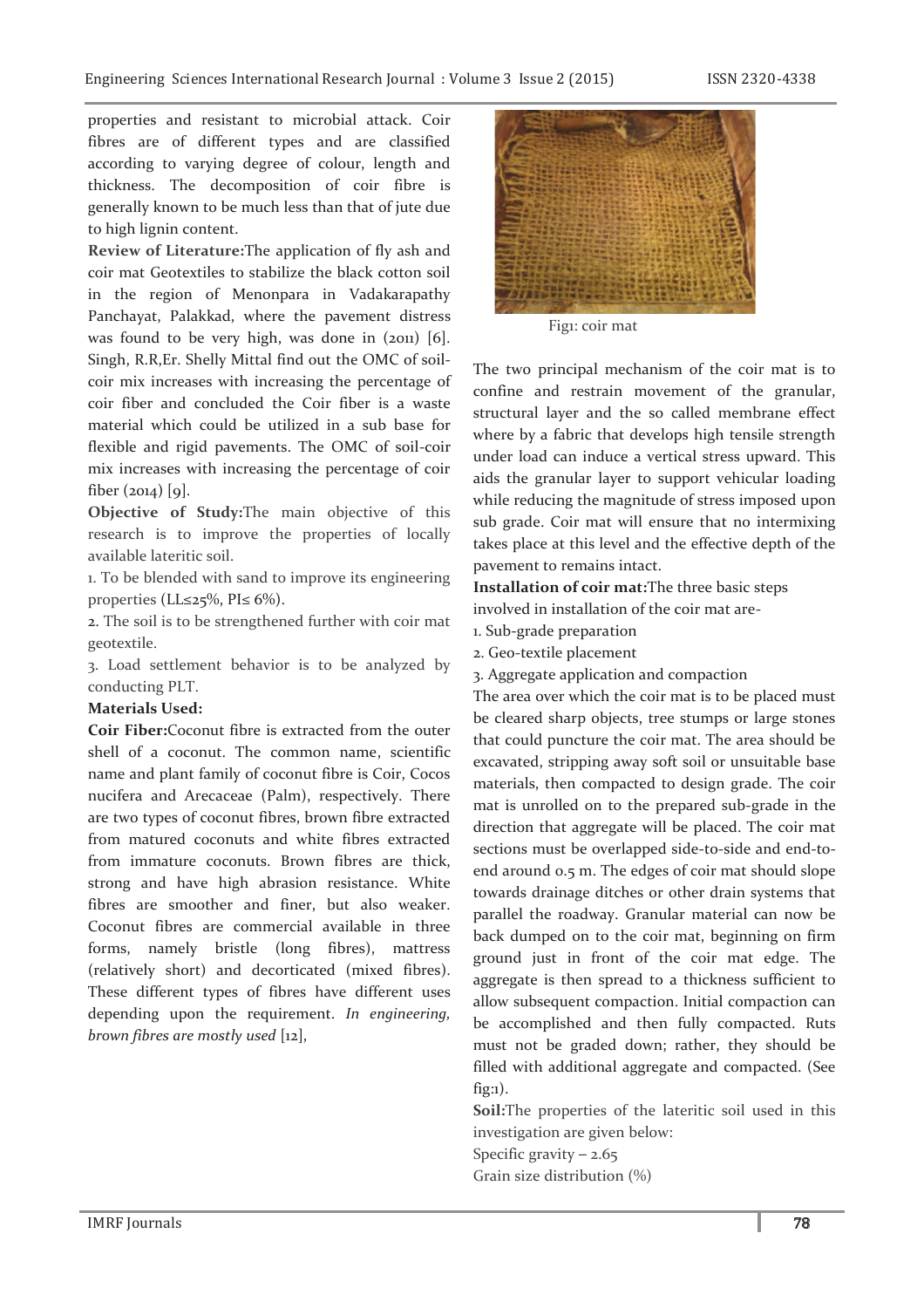properties and resistant to microbial attack. Coir fibres are of different types and are classified according to varying degree of colour, length and thickness. The decomposition of coir fibre is generally known to be much less than that of jute due to high lignin content.

**Review of Literature:** The application of fly ash and coir mat Geotextiles to stabilize the black cotton soil in the region of Menonpara in Vadakarapathy Panchayat, Palakkad, where the pavement distress was found to be very high, was done in (2011) [6]. Singh, R.R, Er. Shelly Mittal find out the OMC of soil-coir mix increases with increasing the percentage of coir fiber and concluded the Coir fiber is a waste material which could be utilized in a sub base for flexible and rigid pavements. The OMC of soil-coir mix increases with increasing the percentage of coir fiber (2014) [9].

**Objective of Study:** The main objective of this research is to improve the properties of locally available lateritic soil.

1. To be blended with sand to improve its engineering properties (LL≤25%, PI≤ 6%).
2. The soil is to be strengthened further with coir mat geotextile.
3. Load settlement behavior is to be analyzed by conducting PLT.

**Materials Used:**

**Coir Fiber:** Coconut fibre is extracted from the outer shell of a coconut. The common name, scientific name and plant family of coconut fibre is Coir, Cocos nucifera and Arecaceae (Palm), respectively. There are two types of coconut fibres, brown fibre extracted from matured coconuts and white fibres extracted from immature coconuts. Brown fibres are thick, strong and have high abrasion resistance. White fibres are smoother and finer, but also weaker. Coconut fibres are commercial available in three forms, namely bristle (long fibres), mattress (relatively short) and decorticated (mixed fibres). These different types of fibres have different uses depending upon the requirement. *In engineering, brown fibres are mostly used* [12],

Fig1: coir mat

The two principal mechanism of the coir mat is to confine and restrain movement of the granular, structural layer and the so called membrane effect where by a fabric that develops high tensile strength under load can induce a vertical stress upward. This aids the granular layer to support vehicular loading while reducing the magnitude of stress imposed upon sub grade. Coir mat will ensure that no intermixing takes place at this level and the effective depth of the pavement to remains intact.

**Installation of coir mat:** The three basic steps involved in installation of the coir mat are-

1. Sub-grade preparation
2. Geo-textile placement
3. Aggregate application and compaction

The area over which the coir mat is to be placed must be cleared sharp objects, tree stumps or large stones that could puncture the coir mat. The area should be excavated, stripping away soft soil or unsuitable base materials, then compacted to design grade. The coir mat is unrolled on to the prepared sub-grade in the direction that aggregate will be placed. The coir mat sections must be overlapped side-to-side and end-to-end around 0.5 m. The edges of coir mat should slope towards drainage ditches or other drain systems that parallel the roadway. Granular material can now be back dumped on to the coir mat, beginning on firm ground just in front of the coir mat edge. The aggregate is then spread to a thickness sufficient to allow subsequent compaction. Initial compaction can be accomplished and then fully compacted. Ruts must not be graded down; rather, they should be filled with additional aggregate and compacted. (See fig:1).

**Soil:** The properties of the lateritic soil used in this investigation are given below:

Specific gravity – 2.65

Grain size distribution (%)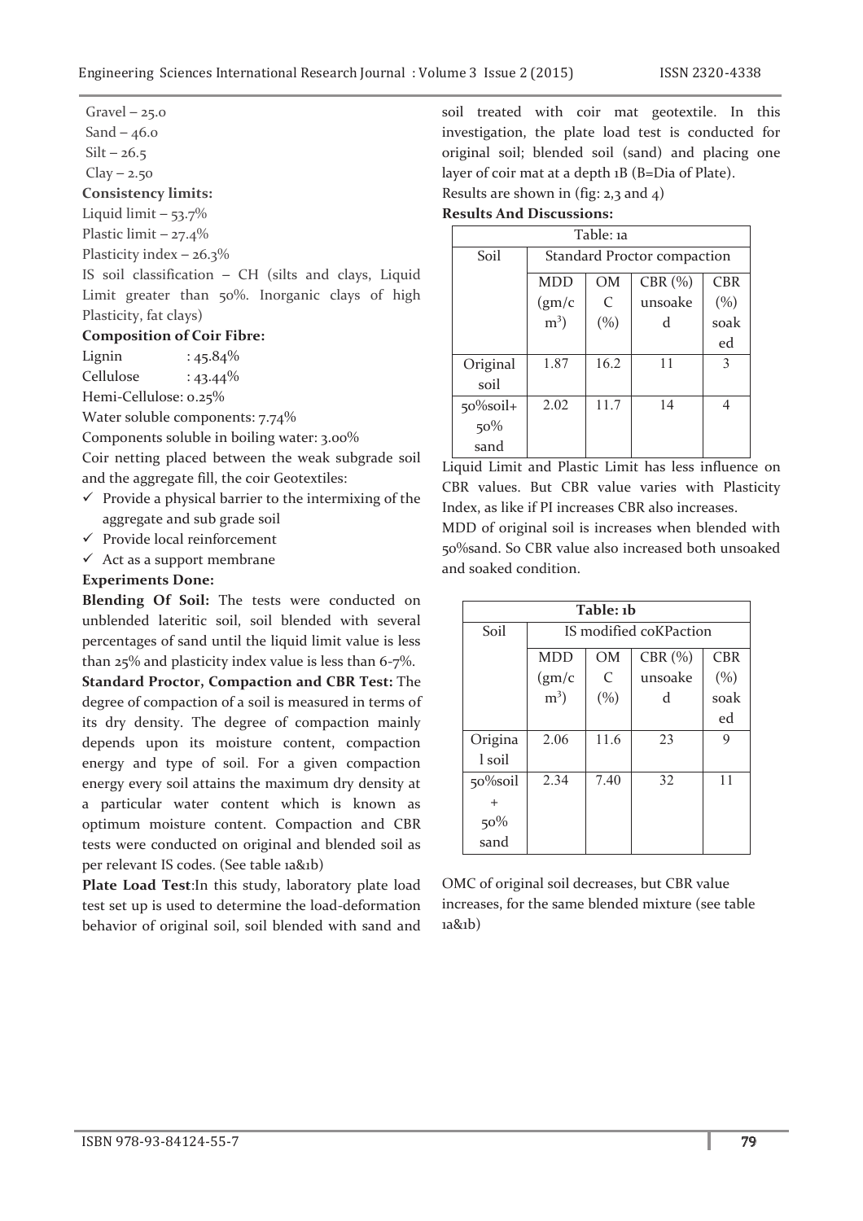Gravel – 25.0

Sand – 46.0

Silt – 26.5

Clay – 2.50

**Consistency limits:**

Liquid limit – 53.7%

Plastic limit – 27.4%

Plasticity index – 26.3%

IS soil classification – CH (silts and clays, Liquid Limit greater than 50%. Inorganic clays of high Plasticity, fat clays)

**Composition of Coir Fibre:**

Lignin : 45.84%

Cellulose : 43.44%

Hemi-Cellulose: 0.25%

Water soluble components: 7.74%

Components soluble in boiling water: 3.00%

Coir netting placed between the weak subgrade soil and the aggregate fill, the coir Geotextiles:

- ✓ Provide a physical barrier to the intermixing of the aggregate and sub grade soil
- ✓ Provide local reinforcement
- ✓ Act as a support membrane

**Experiments Done:**

**Blending Of Soil:** The tests were conducted on unblended lateritic soil, soil blended with several percentages of sand until the liquid limit value is less than 25% and plasticity index value is less than 6-7%.

**Standard Proctor, Compaction and CBR Test:** The degree of compaction of a soil is measured in terms of its dry density. The degree of compaction mainly depends upon its moisture content, compaction energy and type of soil. For a given compaction energy every soil attains the maximum dry density at a particular water content which is known as optimum moisture content. Compaction and CBR tests were conducted on original and blended soil as per relevant IS codes. (See table 1a&1b)

**Plate Load Test**:In this study, laboratory plate load test set up is used to determine the load-deformation behavior of original soil, soil blended with sand and soil treated with coir mat geotextile. In this investigation, the plate load test is conducted for original soil; blended soil (sand) and placing one layer of coir mat at a depth 1B (B=Dia of Plate).

Results are shown in (fig: 2,3 and 4)

**Results And Discussions:**

Table: 1a

| Soil | Standard Proctor compaction | | | |
|---|---|---|---|---|
| | MDD (gm/cm$^3$) | OMC (%) | CBR (%) unsoaked | CBR (%) soaked |
| Original soil | 1.87 | 16.2 | 11 | 3 |
| 50%soil+ 50% sand | 2.02 | 11.7 | 14 | 4 |

Liquid Limit and Plastic Limit has less influence on CBR values. But CBR value varies with Plasticity Index, as like if PI increases CBR also increases.

MDD of original soil is increases when blended with 50%sand. So CBR value also increased both unsoaked and soaked condition.

**Table: 1b**

| Soil | IS modified coKPaction | | | |
|---|---|---|---|---|
| | MDD (gm/cm$^3$) | OMC (%) | CBR (%) unsoaked | CBR (%) soaked |
| Original soil | 2.06 | 11.6 | 23 | 9 |
| 50%soil + 50% sand | 2.34 | 7.40 | 32 | 11 |

OMC of original soil decreases, but CBR value increases, for the same blended mixture (see table 1a&1b)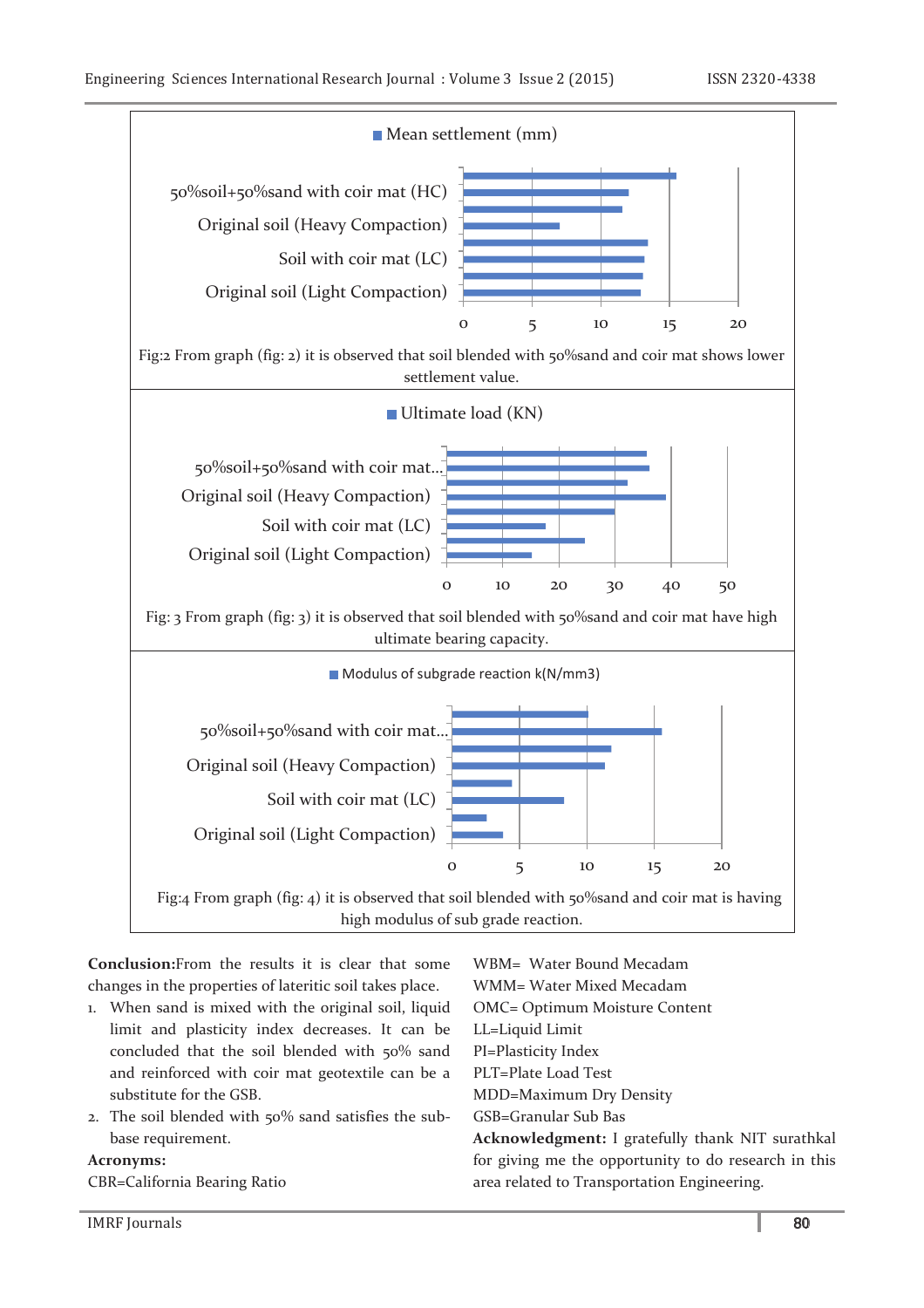Fig:2 From graph (fig: 2) it is observed that soil blended with 50%sand and coir mat shows lower settlement value.

Fig: 3 From graph (fig: 3) it is observed that soil blended with 50%sand and coir mat have high ultimate bearing capacity.

Fig:4 From graph (fig: 4) it is observed that soil blended with 50%sand and coir mat is having high modulus of sub grade reaction.

**Conclusion:** From the results it is clear that some changes in the properties of lateritic soil takes place.

1. When sand is mixed with the original soil, liquid limit and plasticity index decreases. It can be concluded that the soil blended with 50% sand and reinforced with coir mat geotextile can be a substitute for the GSB.
2. The soil blended with 50% sand satisfies the sub-base requirement.

**Acronyms:**

CBR=California Bearing Ratio

WBM= Water Bound Mecadam

WMM= Water Mixed Mecadam

OMC= Optimum Moisture Content

LL=Liquid Limit

PI=Plasticity Index

PLT=Plate Load Test

MDD=Maximum Dry Density

GSB=Granular Sub Bas

**Acknowledgment:** I gratefully thank NIT surathkal for giving me the opportunity to do research in this area related to Transportation Engineering.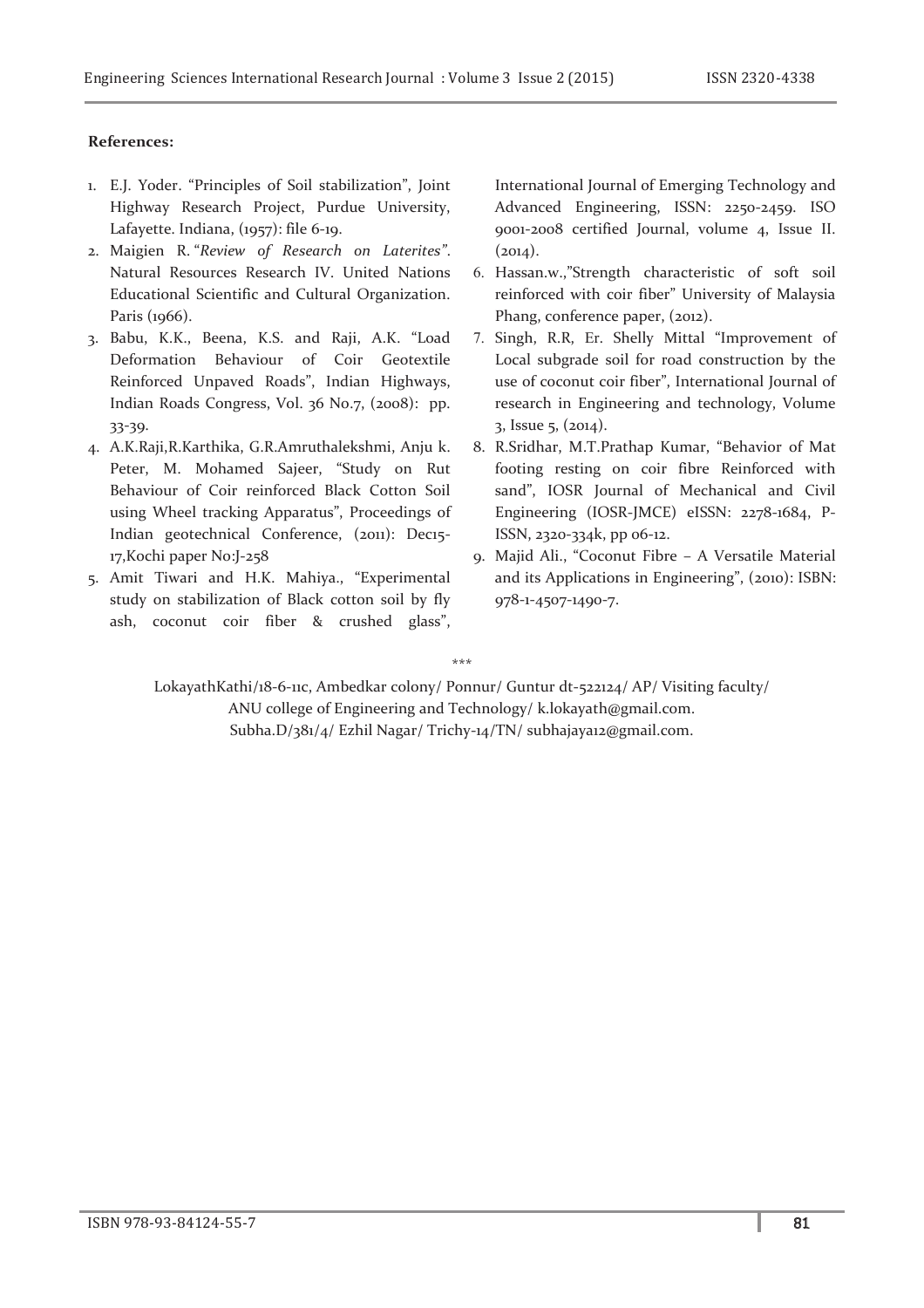**References:**

1. E.J. Yoder. "Principles of Soil stabilization", Joint Highway Research Project, Purdue University, Lafayette. Indiana, (1957): file 6-19.
2. Maigien R. "*Review of Research on Laterites*". Natural Resources Research IV. United Nations Educational Scientific and Cultural Organization. Paris (1966).
3. Babu, K.K., Beena, K.S. and Raji, A.K. "Load Deformation Behaviour of Coir Geotextile Reinforced Unpaved Roads", Indian Highways, Indian Roads Congress, Vol. 36 No.7, (2008): pp. 33-39.
4. A.K.Raji,R.Karthika, G.R.Amruthalekshmi, Anju k. Peter, M. Mohamed Sajeer, "Study on Rut Behaviour of Coir reinforced Black Cotton Soil using Wheel tracking Apparatus", Proceedings of Indian geotechnical Conference, (2011): Dec15-17,Kochi paper No:J-258
5. Amit Tiwari and H.K. Mahiya., "Experimental study on stabilization of Black cotton soil by fly ash, coconut coir fiber & crushed glass", International Journal of Emerging Technology and Advanced Engineering, ISSN: 2250-2459. ISO 9001-2008 certified Journal, volume 4, Issue II. (2014).
6. Hassan.w.,"Strength characteristic of soft soil reinforced with coir fiber" University of Malaysia Phang, conference paper, (2012).
7. Singh, R.R, Er. Shelly Mittal "Improvement of Local subgrade soil for road construction by the use of coconut coir fiber", International Journal of research in Engineering and technology, Volume 3, Issue 5, (2014).
8. R.Sridhar, M.T.Prathap Kumar, "Behavior of Mat footing resting on coir fibre Reinforced with sand", IOSR Journal of Mechanical and Civil Engineering (IOSR-JMCE) eISSN: 2278-1684, P-ISSN, 2320-334k, pp 06-12.
9. Majid Ali., "Coconut Fibre – A Versatile Material and its Applications in Engineering", (2010): ISBN: 978-1-4507-1490-7.

\*\*\*

LokayathKathi/18-6-11c, Ambedkar colony/ Ponnur/ Guntur dt-522124/ AP/ Visiting faculty/ ANU college of Engineering and Technology/ k.lokayath@gmail.com.
Subha.D/381/4/ Ezhil Nagar/ Trichy-14/TN/ subhajaya12@gmail.com.